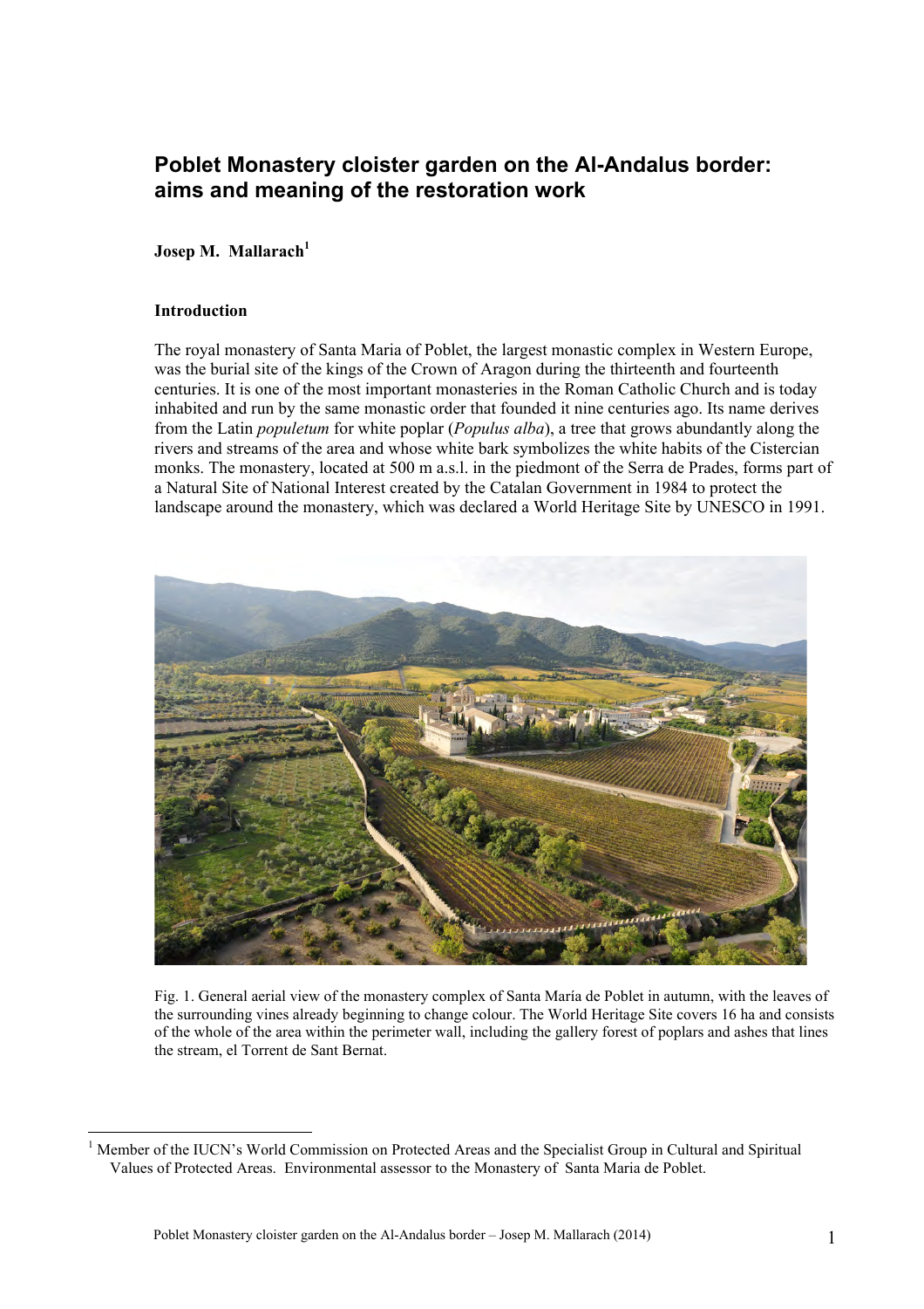# Poblet Monastery cloister garden on the Al-Andalus border: aims and meaning of the restoration work

**Josep M. Mallarach**[1]

### Introduction

The royal monastery of Santa Maria of Poblet, the largest monastic complex in Western Europe, was the burial site of the kings of the Crown of Aragon during the thirteenth and fourteenth centuries. It is one of the most important monasteries in the Roman Catholic Church and is today inhabited and run by the same monastic order that founded it nine centuries ago. Its name derives from the Latin *populetum* for white poplar (*Populus alba*), a tree that grows abundantly along the rivers and streams of the area and whose white bark symbolizes the white habits of the Cistercian monks. The monastery, located at 500 m a.s.l. in the piedmont of the Serra de Prades, forms part of a Natural Site of National Interest created by the Catalan Government in 1984 to protect the landscape around the monastery, which was declared a World Heritage Site by UNESCO in 1991.

Fig. 1. General aerial view of the monastery complex of Santa María de Poblet in autumn, with the leaves of the surrounding vines already beginning to change colour. The World Heritage Site covers 16 ha and consists of the whole of the area within the perimeter wall, including the gallery forest of poplars and ashes that lines the stream, el Torrent de Sant Bernat.

[1] Member of the IUCN's World Commission on Protected Areas and the Specialist Group in Cultural and Spiritual Values of Protected Areas. Environmental assessor to the Monastery of Santa Maria de Poblet.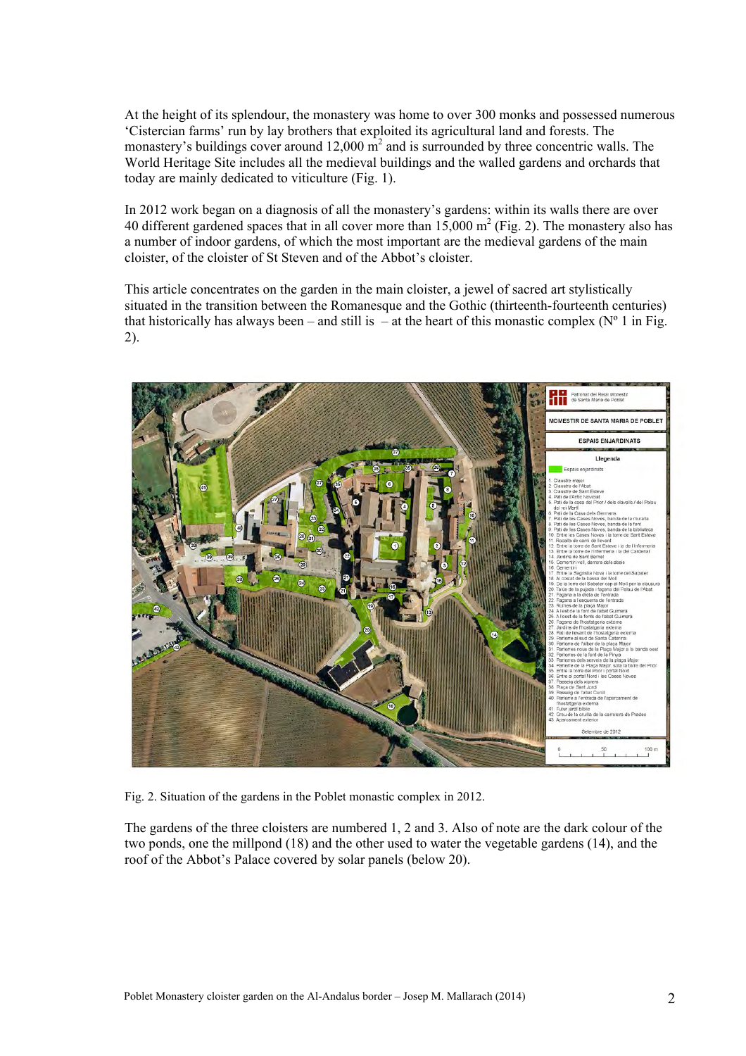At the height of its splendour, the monastery was home to over 300 monks and possessed numerous 'Cistercian farms' run by lay brothers that exploited its agricultural land and forests. The monastery's buildings cover around 12,000 $m^2$ and is surrounded by three concentric walls. The World Heritage Site includes all the medieval buildings and the walled gardens and orchards that today are mainly dedicated to viticulture (Fig. 1).

In 2012 work began on a diagnosis of all the monastery's gardens: within its walls there are over 40 different gardened spaces that in all cover more than 15,000 $m^2$ (Fig. 2). The monastery also has a number of indoor gardens, of which the most important are the medieval gardens of the main cloister, of the cloister of St Steven and of the Abbot's cloister.

This article concentrates on the garden in the main cloister, a jewel of sacred art stylistically situated in the transition between the Romanesque and the Gothic (thirteenth-fourteenth centuries) that historically has always been – and still is – at the heart of this monastic complex (Nº 1 in Fig. 2).

Fig. 2. Situation of the gardens in the Poblet monastic complex in 2012.

The gardens of the three cloisters are numbered 1, 2 and 3. Also of note are the dark colour of the two ponds, one the millpond (18) and the other used to water the vegetable gardens (14), and the roof of the Abbot's Palace covered by solar panels (below 20).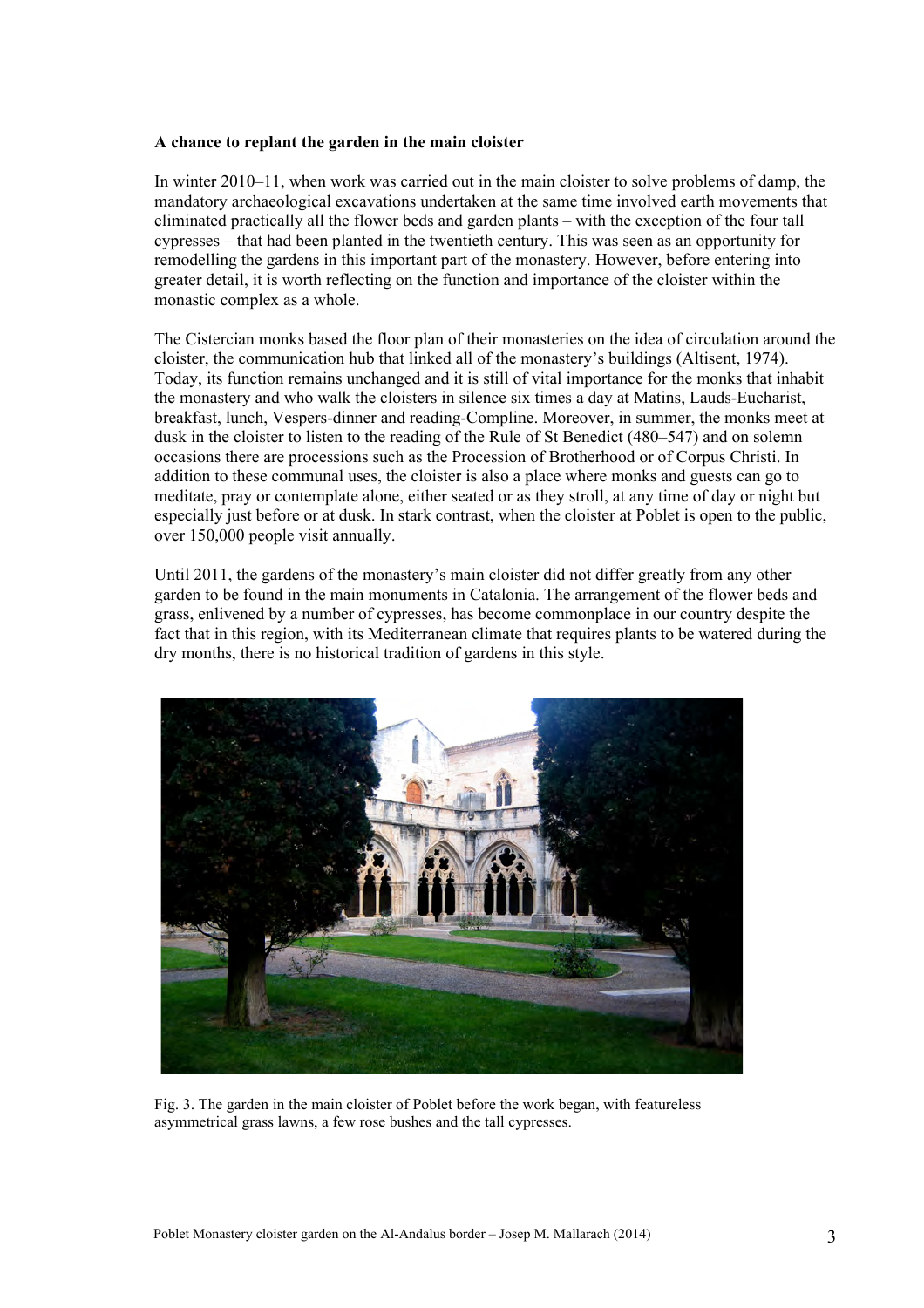**A chance to replant the garden in the main cloister**

In winter 2010–11, when work was carried out in the main cloister to solve problems of damp, the mandatory archaeological excavations undertaken at the same time involved earth movements that eliminated practically all the flower beds and garden plants – with the exception of the four tall cypresses – that had been planted in the twentieth century. This was seen as an opportunity for remodelling the gardens in this important part of the monastery. However, before entering into greater detail, it is worth reflecting on the function and importance of the cloister within the monastic complex as a whole.

The Cistercian monks based the floor plan of their monasteries on the idea of circulation around the cloister, the communication hub that linked all of the monastery's buildings (Altisent, 1974). Today, its function remains unchanged and it is still of vital importance for the monks that inhabit the monastery and who walk the cloisters in silence six times a day at Matins, Lauds-Eucharist, breakfast, lunch, Vespers-dinner and reading-Compline. Moreover, in summer, the monks meet at dusk in the cloister to listen to the reading of the Rule of St Benedict (480–547) and on solemn occasions there are processions such as the Procession of Brotherhood or of Corpus Christi. In addition to these communal uses, the cloister is also a place where monks and guests can go to meditate, pray or contemplate alone, either seated or as they stroll, at any time of day or night but especially just before or at dusk. In stark contrast, when the cloister at Poblet is open to the public, over 150,000 people visit annually.

Until 2011, the gardens of the monastery's main cloister did not differ greatly from any other garden to be found in the main monuments in Catalonia. The arrangement of the flower beds and grass, enlivened by a number of cypresses, has become commonplace in our country despite the fact that in this region, with its Mediterranean climate that requires plants to be watered during the dry months, there is no historical tradition of gardens in this style.

Fig. 3. The garden in the main cloister of Poblet before the work began, with featureless asymmetrical grass lawns, a few rose bushes and the tall cypresses.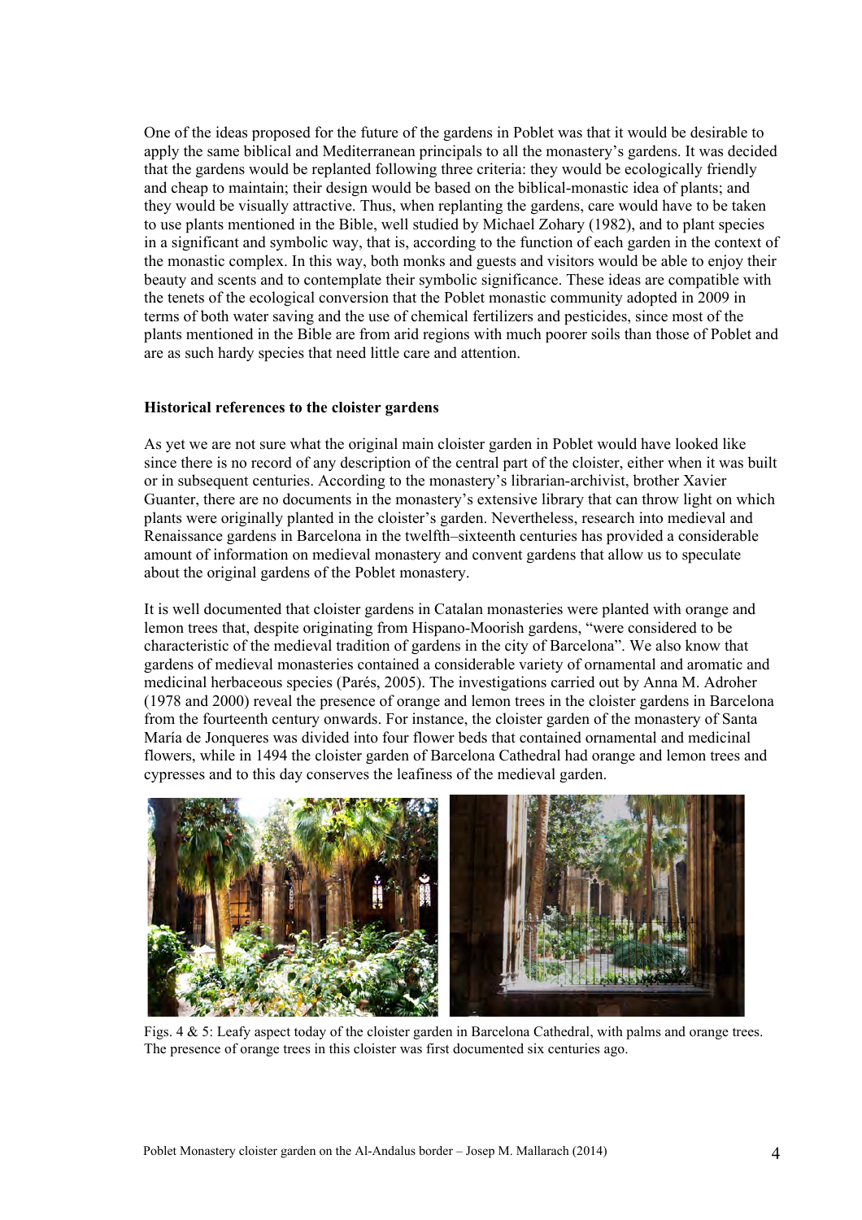One of the ideas proposed for the future of the gardens in Poblet was that it would be desirable to apply the same biblical and Mediterranean principals to all the monastery's gardens. It was decided that the gardens would be replanted following three criteria: they would be ecologically friendly and cheap to maintain; their design would be based on the biblical-monastic idea of plants; and they would be visually attractive. Thus, when replanting the gardens, care would have to be taken to use plants mentioned in the Bible, well studied by Michael Zohary (1982), and to plant species in a significant and symbolic way, that is, according to the function of each garden in the context of the monastic complex. In this way, both monks and guests and visitors would be able to enjoy their beauty and scents and to contemplate their symbolic significance. These ideas are compatible with the tenets of the ecological conversion that the Poblet monastic community adopted in 2009 in terms of both water saving and the use of chemical fertilizers and pesticides, since most of the plants mentioned in the Bible are from arid regions with much poorer soils than those of Poblet and are as such hardy species that need little care and attention.

### Historical references to the cloister gardens

As yet we are not sure what the original main cloister garden in Poblet would have looked like since there is no record of any description of the central part of the cloister, either when it was built or in subsequent centuries. According to the monastery's librarian-archivist, brother Xavier Guanter, there are no documents in the monastery's extensive library that can throw light on which plants were originally planted in the cloister's garden. Nevertheless, research into medieval and Renaissance gardens in Barcelona in the twelfth–sixteenth centuries has provided a considerable amount of information on medieval monastery and convent gardens that allow us to speculate about the original gardens of the Poblet monastery.

It is well documented that cloister gardens in Catalan monasteries were planted with orange and lemon trees that, despite originating from Hispano-Moorish gardens, "were considered to be characteristic of the medieval tradition of gardens in the city of Barcelona". We also know that gardens of medieval monasteries contained a considerable variety of ornamental and aromatic and medicinal herbaceous species (Parés, 2005). The investigations carried out by Anna M. Adroher (1978 and 2000) reveal the presence of orange and lemon trees in the cloister gardens in Barcelona from the fourteenth century onwards. For instance, the cloister garden of the monastery of Santa María de Jonqueres was divided into four flower beds that contained ornamental and medicinal flowers, while in 1494 the cloister garden of Barcelona Cathedral had orange and lemon trees and cypresses and to this day conserves the leafiness of the medieval garden.

Figs. 4 & 5: Leafy aspect today of the cloister garden in Barcelona Cathedral, with palms and orange trees. The presence of orange trees in this cloister was first documented six centuries ago.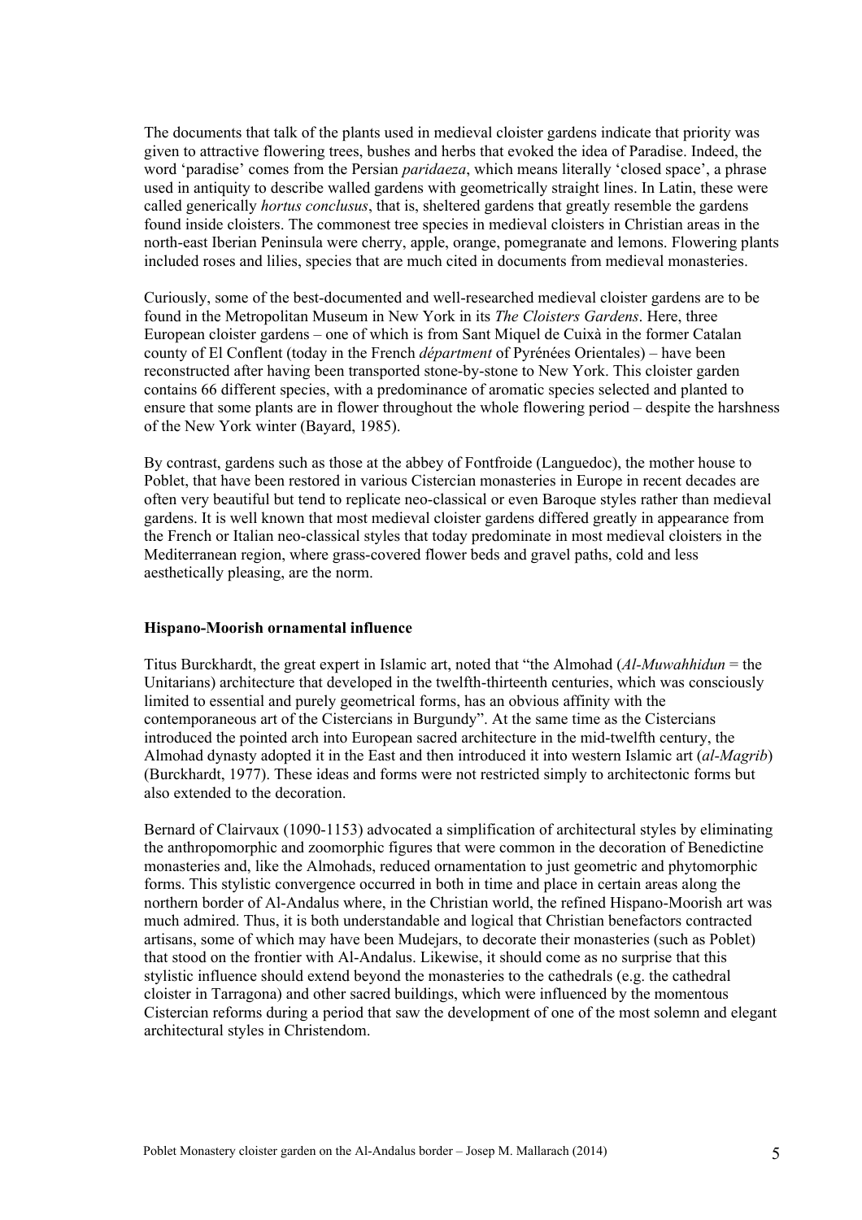The documents that talk of the plants used in medieval cloister gardens indicate that priority was given to attractive flowering trees, bushes and herbs that evoked the idea of Paradise. Indeed, the word 'paradise' comes from the Persian *paridaeza*, which means literally 'closed space', a phrase used in antiquity to describe walled gardens with geometrically straight lines. In Latin, these were called generically *hortus conclusus*, that is, sheltered gardens that greatly resemble the gardens found inside cloisters. The commonest tree species in medieval cloisters in Christian areas in the north-east Iberian Peninsula were cherry, apple, orange, pomegranate and lemons. Flowering plants included roses and lilies, species that are much cited in documents from medieval monasteries.

Curiously, some of the best-documented and well-researched medieval cloister gardens are to be found in the Metropolitan Museum in New York in its *The Cloisters Gardens*. Here, three European cloister gardens – one of which is from Sant Miquel de Cuixà in the former Catalan county of El Conflent (today in the French *départment* of Pyrénées Orientales) – have been reconstructed after having been transported stone-by-stone to New York. This cloister garden contains 66 different species, with a predominance of aromatic species selected and planted to ensure that some plants are in flower throughout the whole flowering period – despite the harshness of the New York winter (Bayard, 1985).

By contrast, gardens such as those at the abbey of Fontfroide (Languedoc), the mother house to Poblet, that have been restored in various Cistercian monasteries in Europe in recent decades are often very beautiful but tend to replicate neo-classical or even Baroque styles rather than medieval gardens. It is well known that most medieval cloister gardens differed greatly in appearance from the French or Italian neo-classical styles that today predominate in most medieval cloisters in the Mediterranean region, where grass-covered flower beds and gravel paths, cold and less aesthetically pleasing, are the norm.

## Hispano-Moorish ornamental influence

Titus Burckhardt, the great expert in Islamic art, noted that "the Almohad (*Al-Muwahhidun* = the Unitarians) architecture that developed in the twelfth-thirteenth centuries, which was consciously limited to essential and purely geometrical forms, has an obvious affinity with the contemporaneous art of the Cistercians in Burgundy". At the same time as the Cistercians introduced the pointed arch into European sacred architecture in the mid-twelfth century, the Almohad dynasty adopted it in the East and then introduced it into western Islamic art (*al-Magrib*) (Burckhardt, 1977). These ideas and forms were not restricted simply to architectonic forms but also extended to the decoration.

Bernard of Clairvaux (1090-1153) advocated a simplification of architectural styles by eliminating the anthropomorphic and zoomorphic figures that were common in the decoration of Benedictine monasteries and, like the Almohads, reduced ornamentation to just geometric and phytomorphic forms. This stylistic convergence occurred in both in time and place in certain areas along the northern border of Al-Andalus where, in the Christian world, the refined Hispano-Moorish art was much admired. Thus, it is both understandable and logical that Christian benefactors contracted artisans, some of which may have been Mudejars, to decorate their monasteries (such as Poblet) that stood on the frontier with Al-Andalus. Likewise, it should come as no surprise that this stylistic influence should extend beyond the monasteries to the cathedrals (e.g. the cathedral cloister in Tarragona) and other sacred buildings, which were influenced by the momentous Cistercian reforms during a period that saw the development of one of the most solemn and elegant architectural styles in Christendom.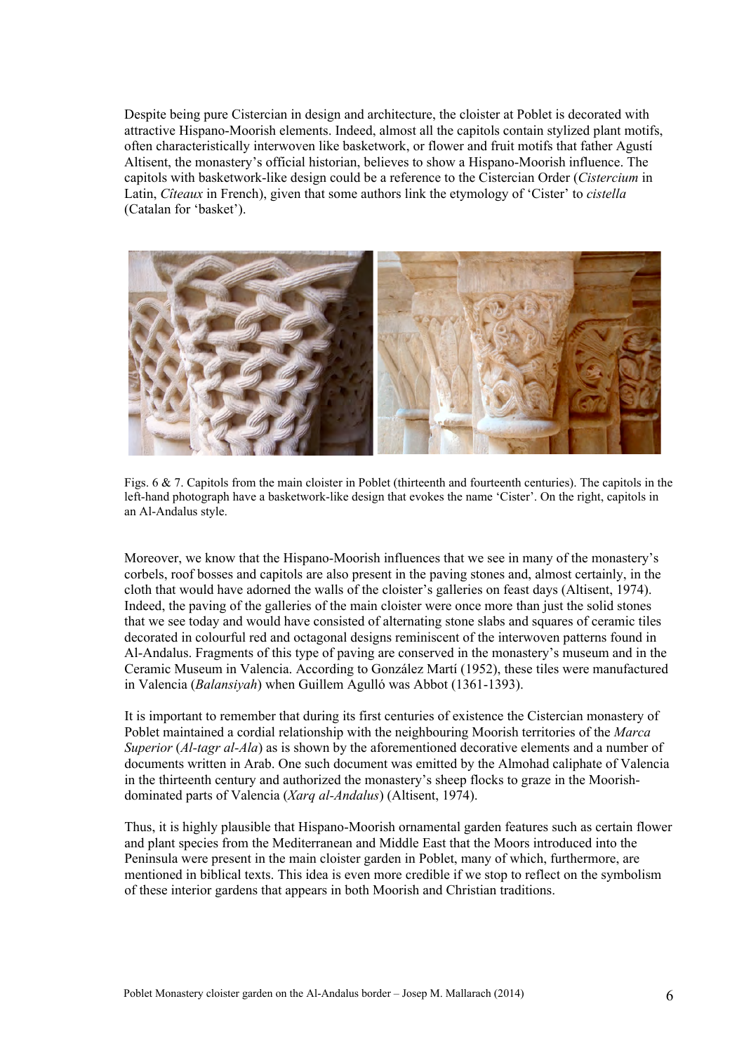Despite being pure Cistercian in design and architecture, the cloister at Poblet is decorated with attractive Hispano-Moorish elements. Indeed, almost all the capitols contain stylized plant motifs, often characteristically interwoven like basketwork, or flower and fruit motifs that father Agustí Altisent, the monastery's official historian, believes to show a Hispano-Moorish influence. The capitols with basketwork-like design could be a reference to the Cistercian Order (*Cistercium* in Latin, *Cîteaux* in French), given that some authors link the etymology of 'Cister' to *cistella* (Catalan for 'basket').

Figs. 6 & 7. Capitols from the main cloister in Poblet (thirteenth and fourteenth centuries). The capitols in the left-hand photograph have a basketwork-like design that evokes the name 'Cister'. On the right, capitols in an Al-Andalus style.

Moreover, we know that the Hispano-Moorish influences that we see in many of the monastery's corbels, roof bosses and capitols are also present in the paving stones and, almost certainly, in the cloth that would have adorned the walls of the cloister's galleries on feast days (Altisent, 1974). Indeed, the paving of the galleries of the main cloister were once more than just the solid stones that we see today and would have consisted of alternating stone slabs and squares of ceramic tiles decorated in colourful red and octagonal designs reminiscent of the interwoven patterns found in Al-Andalus. Fragments of this type of paving are conserved in the monastery's museum and in the Ceramic Museum in Valencia. According to González Martí (1952), these tiles were manufactured in Valencia (*Balansiyah*) when Guillem Agulló was Abbot (1361-1393).

It is important to remember that during its first centuries of existence the Cistercian monastery of Poblet maintained a cordial relationship with the neighbouring Moorish territories of the *Marca Superior* (*Al-tagr al-Ala*) as is shown by the aforementioned decorative elements and a number of documents written in Arab. One such document was emitted by the Almohad caliphate of Valencia in the thirteenth century and authorized the monastery's sheep flocks to graze in the Moorish-dominated parts of Valencia (*Xarq al-Andalus*) (Altisent, 1974).

Thus, it is highly plausible that Hispano-Moorish ornamental garden features such as certain flower and plant species from the Mediterranean and Middle East that the Moors introduced into the Peninsula were present in the main cloister garden in Poblet, many of which, furthermore, are mentioned in biblical texts. This idea is even more credible if we stop to reflect on the symbolism of these interior gardens that appears in both Moorish and Christian traditions.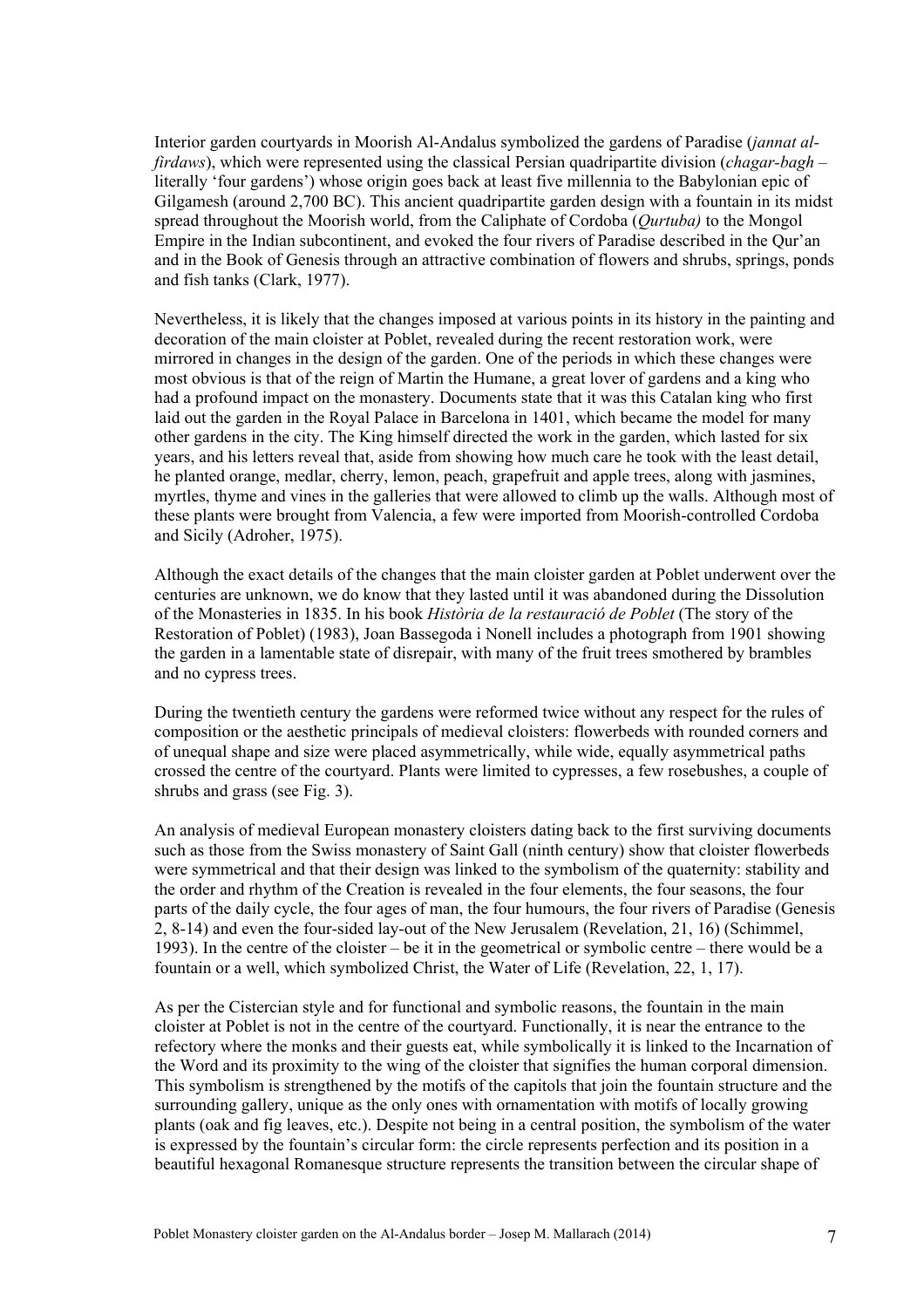Interior garden courtyards in Moorish Al-Andalus symbolized the gardens of Paradise (*jannat al-firdaws*), which were represented using the classical Persian quadripartite division (*chagar-bagh* – literally 'four gardens') whose origin goes back at least five millennia to the Babylonian epic of Gilgamesh (around 2,700 BC). This ancient quadripartite garden design with a fountain in its midst spread throughout the Moorish world, from the Caliphate of Cordoba (*Qurtuba)* to the Mongol Empire in the Indian subcontinent, and evoked the four rivers of Paradise described in the Qur'an and in the Book of Genesis through an attractive combination of flowers and shrubs, springs, ponds and fish tanks (Clark, 1977).

Nevertheless, it is likely that the changes imposed at various points in its history in the painting and decoration of the main cloister at Poblet, revealed during the recent restoration work, were mirrored in changes in the design of the garden. One of the periods in which these changes were most obvious is that of the reign of Martin the Humane, a great lover of gardens and a king who had a profound impact on the monastery. Documents state that it was this Catalan king who first laid out the garden in the Royal Palace in Barcelona in 1401, which became the model for many other gardens in the city. The King himself directed the work in the garden, which lasted for six years, and his letters reveal that, aside from showing how much care he took with the least detail, he planted orange, medlar, cherry, lemon, peach, grapefruit and apple trees, along with jasmines, myrtles, thyme and vines in the galleries that were allowed to climb up the walls. Although most of these plants were brought from Valencia, a few were imported from Moorish-controlled Cordoba and Sicily (Adroher, 1975).

Although the exact details of the changes that the main cloister garden at Poblet underwent over the centuries are unknown, we do know that they lasted until it was abandoned during the Dissolution of the Monasteries in 1835. In his book *Història de la restauració de Poblet* (The story of the Restoration of Poblet) (1983), Joan Bassegoda i Nonell includes a photograph from 1901 showing the garden in a lamentable state of disrepair, with many of the fruit trees smothered by brambles and no cypress trees.

During the twentieth century the gardens were reformed twice without any respect for the rules of composition or the aesthetic principals of medieval cloisters: flowerbeds with rounded corners and of unequal shape and size were placed asymmetrically, while wide, equally asymmetrical paths crossed the centre of the courtyard. Plants were limited to cypresses, a few rosebushes, a couple of shrubs and grass (see Fig. 3).

An analysis of medieval European monastery cloisters dating back to the first surviving documents such as those from the Swiss monastery of Saint Gall (ninth century) show that cloister flowerbeds were symmetrical and that their design was linked to the symbolism of the quaternity: stability and the order and rhythm of the Creation is revealed in the four elements, the four seasons, the four parts of the daily cycle, the four ages of man, the four humours, the four rivers of Paradise (Genesis 2, 8-14) and even the four-sided lay-out of the New Jerusalem (Revelation, 21, 16) (Schimmel, 1993). In the centre of the cloister – be it in the geometrical or symbolic centre – there would be a fountain or a well, which symbolized Christ, the Water of Life (Revelation, 22, 1, 17).

As per the Cistercian style and for functional and symbolic reasons, the fountain in the main cloister at Poblet is not in the centre of the courtyard. Functionally, it is near the entrance to the refectory where the monks and their guests eat, while symbolically it is linked to the Incarnation of the Word and its proximity to the wing of the cloister that signifies the human corporal dimension. This symbolism is strengthened by the motifs of the capitols that join the fountain structure and the surrounding gallery, unique as the only ones with ornamentation with motifs of locally growing plants (oak and fig leaves, etc.). Despite not being in a central position, the symbolism of the water is expressed by the fountain's circular form: the circle represents perfection and its position in a beautiful hexagonal Romanesque structure represents the transition between the circular shape of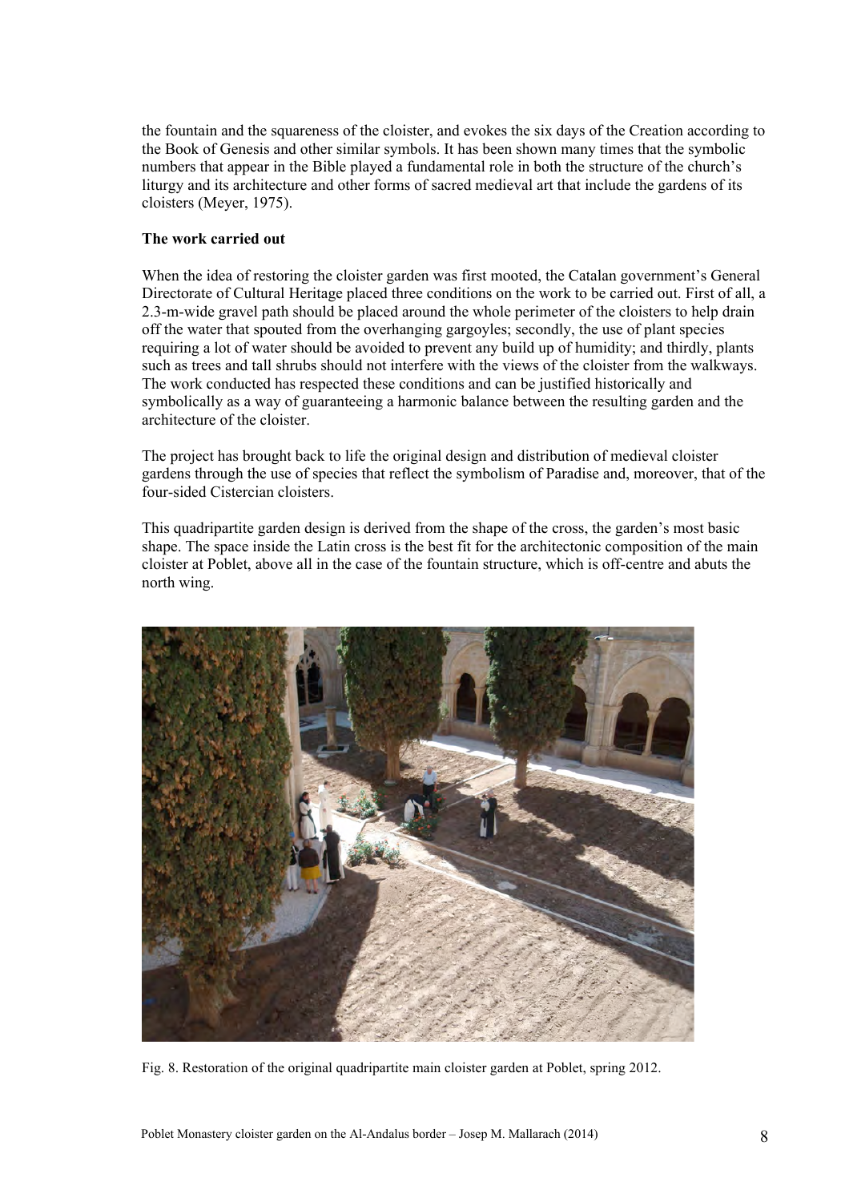the fountain and the squareness of the cloister, and evokes the six days of the Creation according to the Book of Genesis and other similar symbols. It has been shown many times that the symbolic numbers that appear in the Bible played a fundamental role in both the structure of the church's liturgy and its architecture and other forms of sacred medieval art that include the gardens of its cloisters (Meyer, 1975).

**The work carried out**

When the idea of restoring the cloister garden was first mooted, the Catalan government's General Directorate of Cultural Heritage placed three conditions on the work to be carried out. First of all, a 2.3-m-wide gravel path should be placed around the whole perimeter of the cloisters to help drain off the water that spouted from the overhanging gargoyles; secondly, the use of plant species requiring a lot of water should be avoided to prevent any build up of humidity; and thirdly, plants such as trees and tall shrubs should not interfere with the views of the cloister from the walkways. The work conducted has respected these conditions and can be justified historically and symbolically as a way of guaranteeing a harmonic balance between the resulting garden and the architecture of the cloister.

The project has brought back to life the original design and distribution of medieval cloister gardens through the use of species that reflect the symbolism of Paradise and, moreover, that of the four-sided Cistercian cloisters.

This quadripartite garden design is derived from the shape of the cross, the garden's most basic shape. The space inside the Latin cross is the best fit for the architectonic composition of the main cloister at Poblet, above all in the case of the fountain structure, which is off-centre and abuts the north wing.

Fig. 8. Restoration of the original quadripartite main cloister garden at Poblet, spring 2012.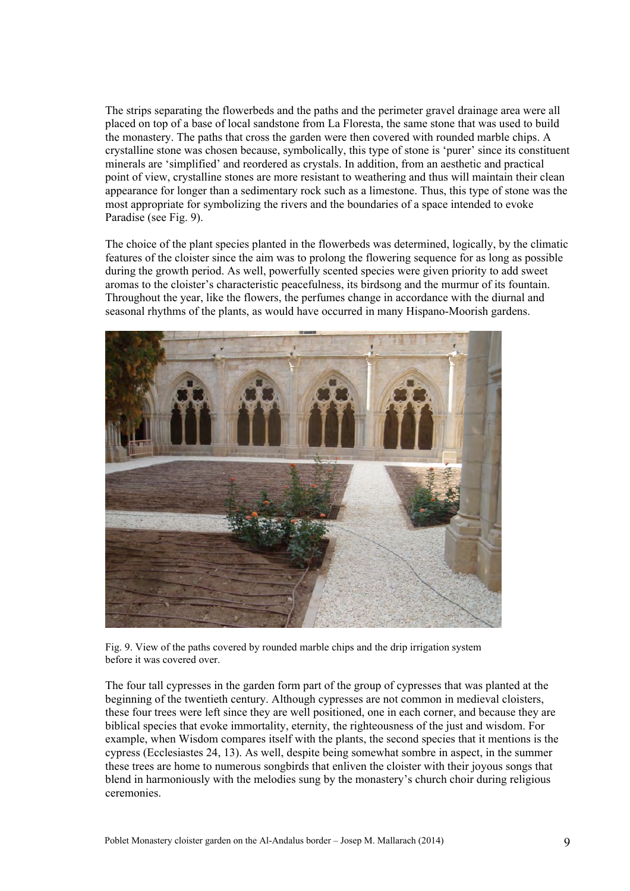The strips separating the flowerbeds and the paths and the perimeter gravel drainage area were all placed on top of a base of local sandstone from La Floresta, the same stone that was used to build the monastery. The paths that cross the garden were then covered with rounded marble chips. A crystalline stone was chosen because, symbolically, this type of stone is 'purer' since its constituent minerals are 'simplified' and reordered as crystals. In addition, from an aesthetic and practical point of view, crystalline stones are more resistant to weathering and thus will maintain their clean appearance for longer than a sedimentary rock such as a limestone. Thus, this type of stone was the most appropriate for symbolizing the rivers and the boundaries of a space intended to evoke Paradise (see Fig. 9).

The choice of the plant species planted in the flowerbeds was determined, logically, by the climatic features of the cloister since the aim was to prolong the flowering sequence for as long as possible during the growth period. As well, powerfully scented species were given priority to add sweet aromas to the cloister's characteristic peacefulness, its birdsong and the murmur of its fountain. Throughout the year, like the flowers, the perfumes change in accordance with the diurnal and seasonal rhythms of the plants, as would have occurred in many Hispano-Moorish gardens.

Fig. 9. View of the paths covered by rounded marble chips and the drip irrigation system before it was covered over.

The four tall cypresses in the garden form part of the group of cypresses that was planted at the beginning of the twentieth century. Although cypresses are not common in medieval cloisters, these four trees were left since they are well positioned, one in each corner, and because they are biblical species that evoke immortality, eternity, the righteousness of the just and wisdom. For example, when Wisdom compares itself with the plants, the second species that it mentions is the cypress (Ecclesiastes 24, 13). As well, despite being somewhat sombre in aspect, in the summer these trees are home to numerous songbirds that enliven the cloister with their joyous songs that blend in harmoniously with the melodies sung by the monastery's church choir during religious ceremonies.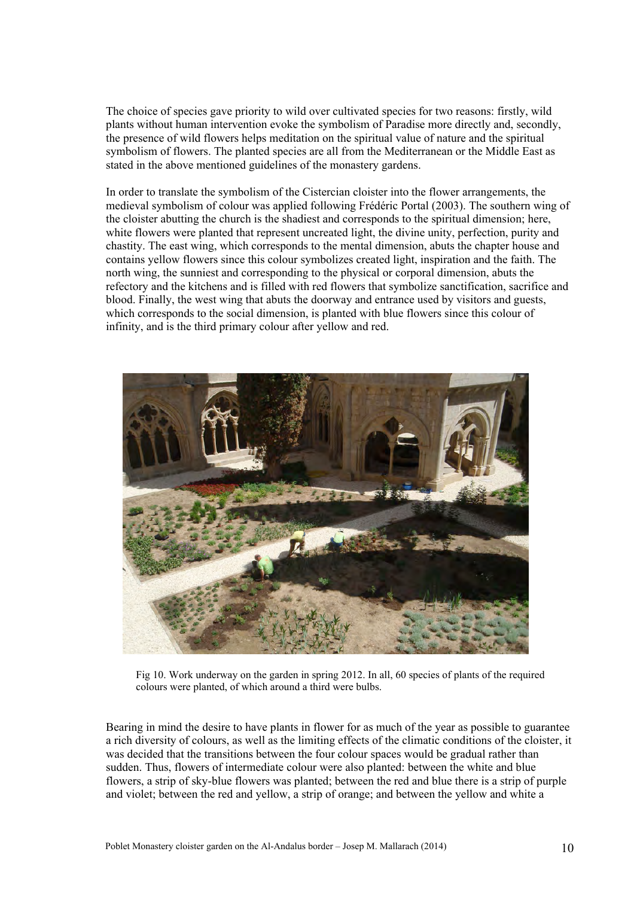The choice of species gave priority to wild over cultivated species for two reasons: firstly, wild plants without human intervention evoke the symbolism of Paradise more directly and, secondly, the presence of wild flowers helps meditation on the spiritual value of nature and the spiritual symbolism of flowers. The planted species are all from the Mediterranean or the Middle East as stated in the above mentioned guidelines of the monastery gardens.

In order to translate the symbolism of the Cistercian cloister into the flower arrangements, the medieval symbolism of colour was applied following Frédéric Portal (2003). The southern wing of the cloister abutting the church is the shadiest and corresponds to the spiritual dimension; here, white flowers were planted that represent uncreated light, the divine unity, perfection, purity and chastity. The east wing, which corresponds to the mental dimension, abuts the chapter house and contains yellow flowers since this colour symbolizes created light, inspiration and the faith. The north wing, the sunniest and corresponding to the physical or corporal dimension, abuts the refectory and the kitchens and is filled with red flowers that symbolize sanctification, sacrifice and blood. Finally, the west wing that abuts the doorway and entrance used by visitors and guests, which corresponds to the social dimension, is planted with blue flowers since this colour of infinity, and is the third primary colour after yellow and red.

Fig 10. Work underway on the garden in spring 2012. In all, 60 species of plants of the required colours were planted, of which around a third were bulbs.

Bearing in mind the desire to have plants in flower for as much of the year as possible to guarantee a rich diversity of colours, as well as the limiting effects of the climatic conditions of the cloister, it was decided that the transitions between the four colour spaces would be gradual rather than sudden. Thus, flowers of intermediate colour were also planted: between the white and blue flowers, a strip of sky-blue flowers was planted; between the red and blue there is a strip of purple and violet; between the red and yellow, a strip of orange; and between the yellow and white a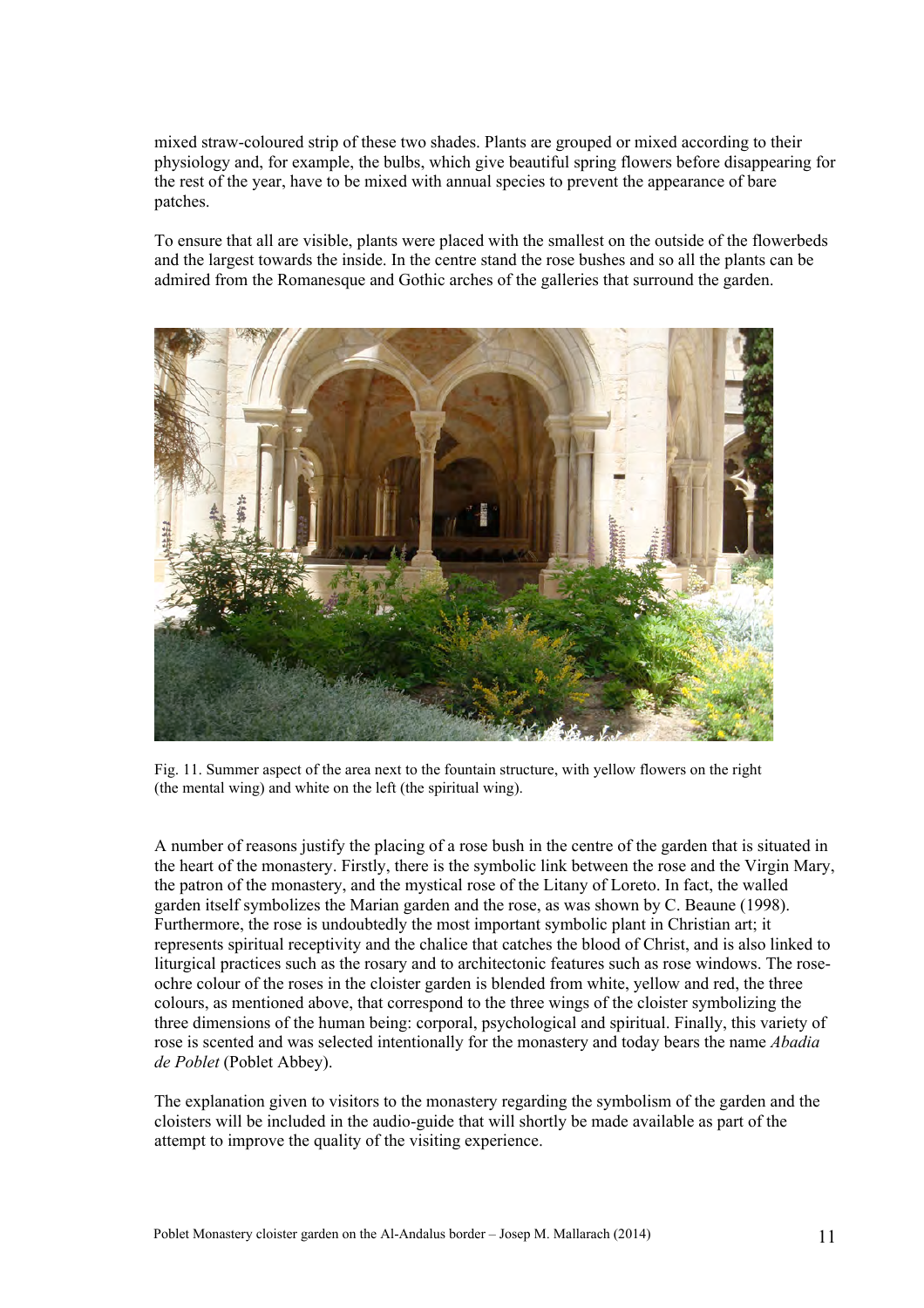mixed straw-coloured strip of these two shades. Plants are grouped or mixed according to their physiology and, for example, the bulbs, which give beautiful spring flowers before disappearing for the rest of the year, have to be mixed with annual species to prevent the appearance of bare patches.

To ensure that all are visible, plants were placed with the smallest on the outside of the flowerbeds and the largest towards the inside. In the centre stand the rose bushes and so all the plants can be admired from the Romanesque and Gothic arches of the galleries that surround the garden.

Fig. 11. Summer aspect of the area next to the fountain structure, with yellow flowers on the right (the mental wing) and white on the left (the spiritual wing).

A number of reasons justify the placing of a rose bush in the centre of the garden that is situated in the heart of the monastery. Firstly, there is the symbolic link between the rose and the Virgin Mary, the patron of the monastery, and the mystical rose of the Litany of Loreto. In fact, the walled garden itself symbolizes the Marian garden and the rose, as was shown by C. Beaune (1998). Furthermore, the rose is undoubtedly the most important symbolic plant in Christian art; it represents spiritual receptivity and the chalice that catches the blood of Christ, and is also linked to liturgical practices such as the rosary and to architectonic features such as rose windows. The rose-ochre colour of the roses in the cloister garden is blended from white, yellow and red, the three colours, as mentioned above, that correspond to the three wings of the cloister symbolizing the three dimensions of the human being: corporal, psychological and spiritual. Finally, this variety of rose is scented and was selected intentionally for the monastery and today bears the name *Abadia de Poblet* (Poblet Abbey).

The explanation given to visitors to the monastery regarding the symbolism of the garden and the cloisters will be included in the audio-guide that will shortly be made available as part of the attempt to improve the quality of the visiting experience.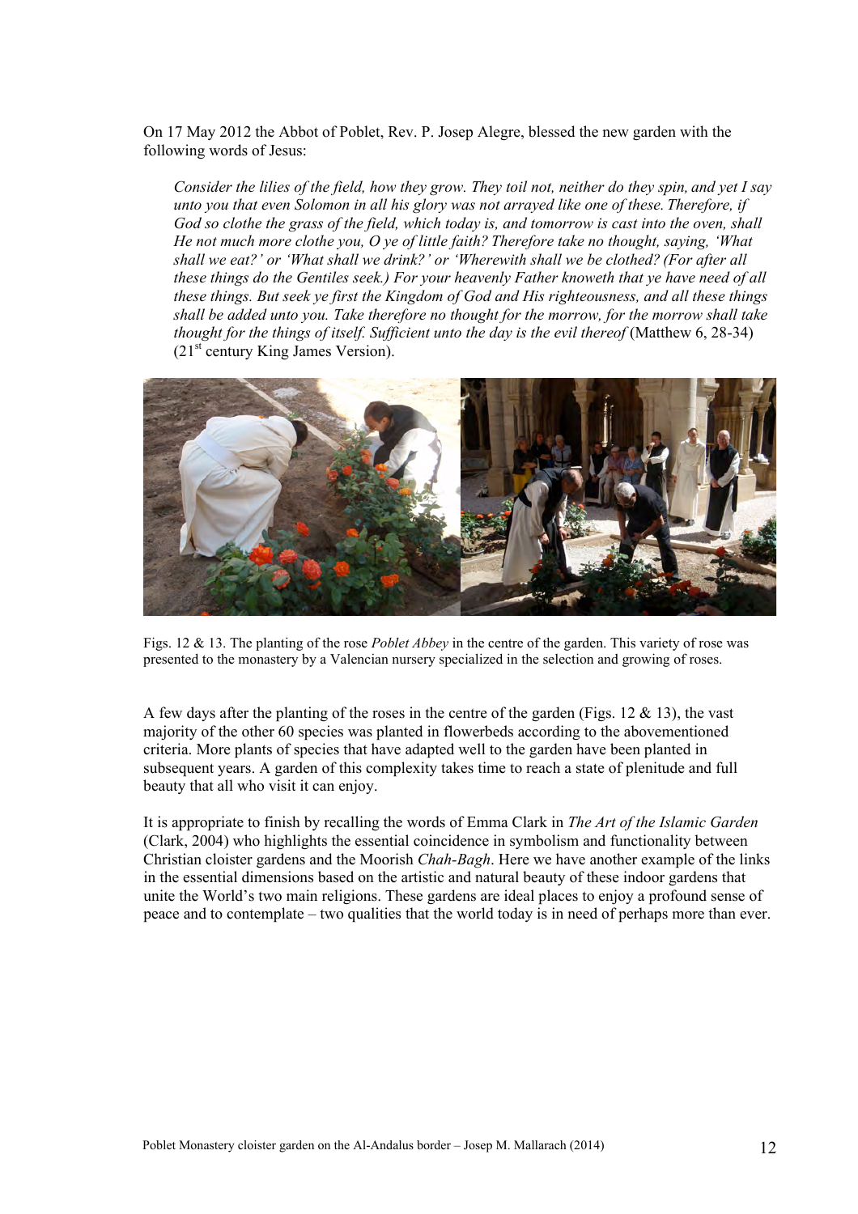On 17 May 2012 the Abbot of Poblet, Rev. P. Josep Alegre, blessed the new garden with the following words of Jesus:

> *Consider the lilies of the field, how they grow. They toil not, neither do they spin, and yet I say unto you that even Solomon in all his glory was not arrayed like one of these. Therefore, if God so clothe the grass of the field, which today is, and tomorrow is cast into the oven, shall He not much more clothe you, O ye of little faith? Therefore take no thought, saying, 'What shall we eat?' or 'What shall we drink?' or 'Wherewith shall we be clothed? (For after all these things do the Gentiles seek.) For your heavenly Father knoweth that ye have need of all these things. But seek ye first the Kingdom of God and His righteousness, and all these things shall be added unto you. Take therefore no thought for the morrow, for the morrow shall take thought for the things of itself. Sufficient unto the day is the evil thereof* (Matthew 6, 28-34) (21st century King James Version).

Figs. 12 & 13. The planting of the rose *Poblet Abbey* in the centre of the garden. This variety of rose was presented to the monastery by a Valencian nursery specialized in the selection and growing of roses.

A few days after the planting of the roses in the centre of the garden (Figs. 12 & 13), the vast majority of the other 60 species was planted in flowerbeds according to the abovementioned criteria. More plants of species that have adapted well to the garden have been planted in subsequent years. A garden of this complexity takes time to reach a state of plenitude and full beauty that all who visit it can enjoy.

It is appropriate to finish by recalling the words of Emma Clark in *The Art of the Islamic Garden* (Clark, 2004) who highlights the essential coincidence in symbolism and functionality between Christian cloister gardens and the Moorish *Chah-Bagh*. Here we have another example of the links in the essential dimensions based on the artistic and natural beauty of these indoor gardens that unite the World's two main religions. These gardens are ideal places to enjoy a profound sense of peace and to contemplate – two qualities that the world today is in need of perhaps more than ever.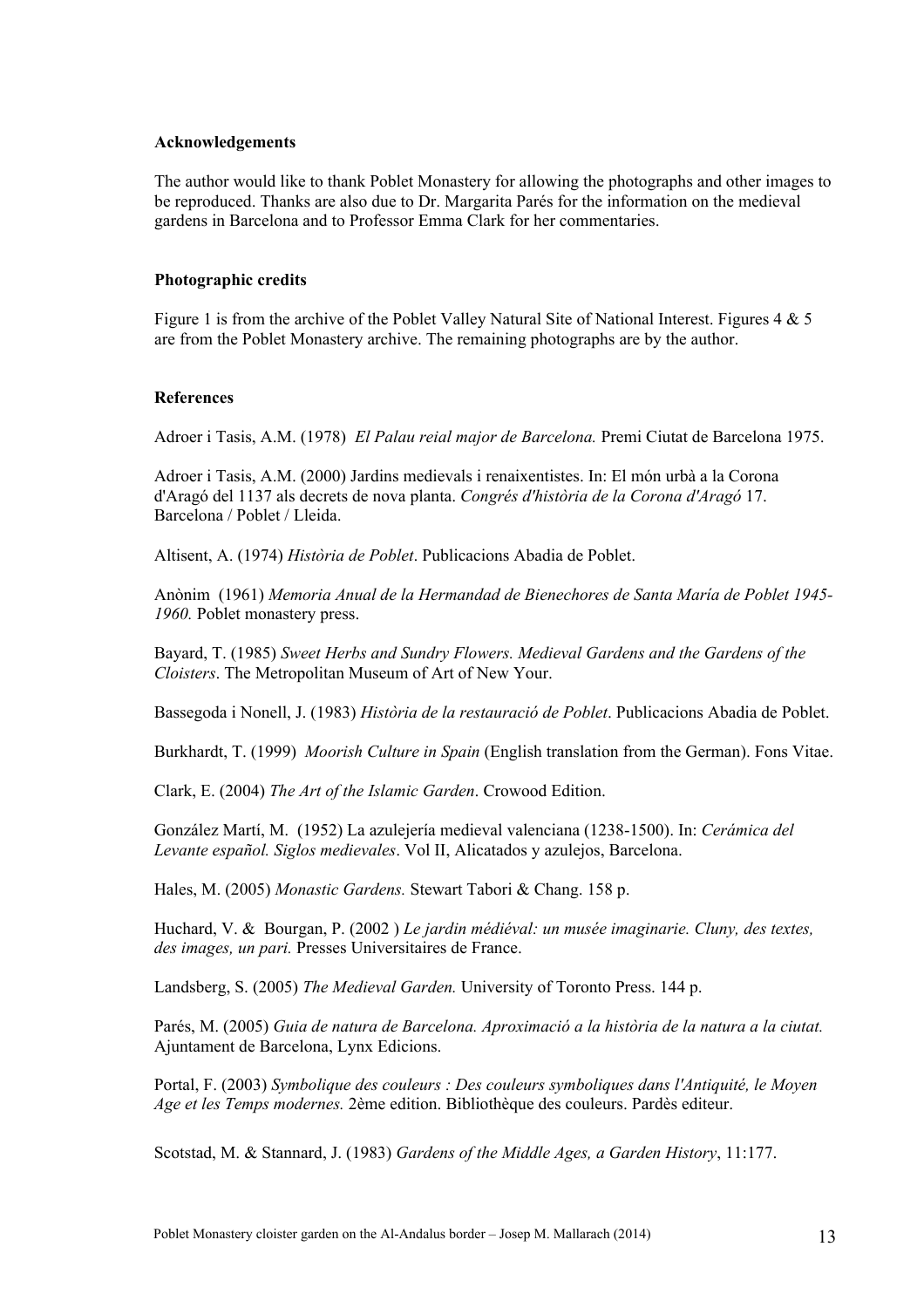**Acknowledgements**

The author would like to thank Poblet Monastery for allowing the photographs and other images to be reproduced. Thanks are also due to Dr. Margarita Parés for the information on the medieval gardens in Barcelona and to Professor Emma Clark for her commentaries.

**Photographic credits**

Figure 1 is from the archive of the Poblet Valley Natural Site of National Interest. Figures 4 & 5 are from the Poblet Monastery archive. The remaining photographs are by the author.

**References**

Adroer i Tasis, A.M. (1978) *El Palau reial major de Barcelona.* Premi Ciutat de Barcelona 1975.

Adroer i Tasis, A.M. (2000) Jardins medievals i renaixentistes. In: El món urbà a la Corona d'Aragó del 1137 als decrets de nova planta. *Congrés d'història de la Corona d'Aragó* 17. Barcelona / Poblet / Lleida.

Altisent, A. (1974) *Història de Poblet*. Publicacions Abadia de Poblet.

Anònim (1961) *Memoria Anual de la Hermandad de Bienechores de Santa María de Poblet 1945-1960.* Poblet monastery press.

Bayard, T. (1985) *Sweet Herbs and Sundry Flowers. Medieval Gardens and the Gardens of the Cloisters*. The Metropolitan Museum of Art of New Your.

Bassegoda i Nonell, J. (1983) *Història de la restauració de Poblet*. Publicacions Abadia de Poblet.

Burkhardt, T. (1999) *Moorish Culture in Spain* (English translation from the German). Fons Vitae.

Clark, E. (2004) *The Art of the Islamic Garden*. Crowood Edition.

González Martí, M. (1952) La azulejería medieval valenciana (1238-1500). In: *Cerámica del Levante español. Siglos medievales*. Vol II, Alicatados y azulejos, Barcelona.

Hales, M. (2005) *Monastic Gardens.* Stewart Tabori & Chang. 158 p.

Huchard, V. & Bourgan, P. (2002 ) *Le jardin médiéval: un musée imaginarie. Cluny, des textes, des images, un pari.* Presses Universitaires de France.

Landsberg, S. (2005) *The Medieval Garden.* University of Toronto Press. 144 p.

Parés, M. (2005) *Guia de natura de Barcelona. Aproximació a la història de la natura a la ciutat.* Ajuntament de Barcelona, Lynx Edicions.

Portal, F. (2003) *Symbolique des couleurs : Des couleurs symboliques dans l'Antiquité, le Moyen Age et les Temps modernes.* 2ème edition. Bibliothèque des couleurs. Pardès editeur.

Scotstad, M. & Stannard, J. (1983) *Gardens of the Middle Ages, a Garden History*, 11:177.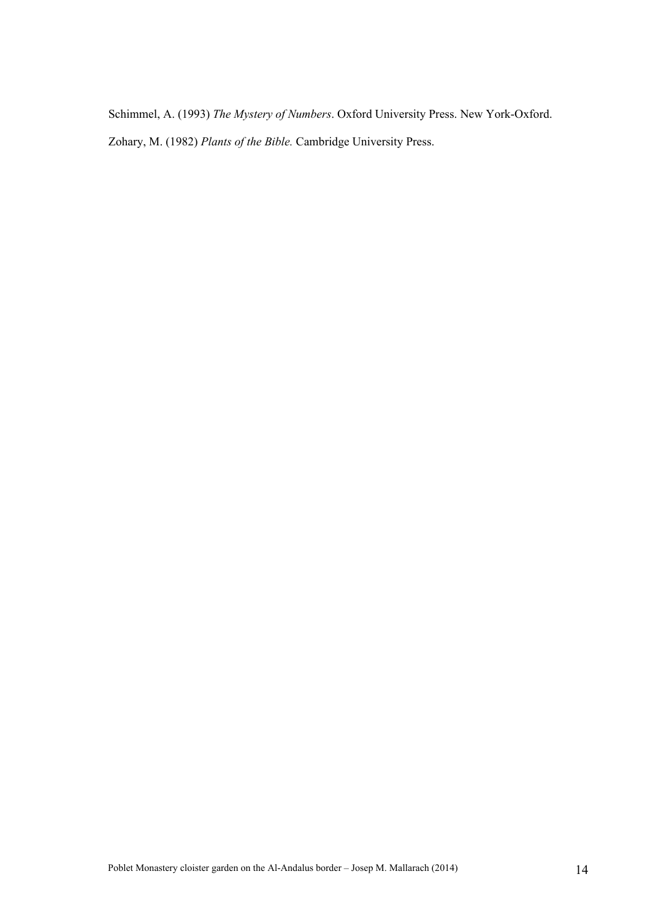Schimmel, A. (1993) *The Mystery of Numbers*. Oxford University Press. New York-Oxford.

Zohary, M. (1982) *Plants of the Bible.* Cambridge University Press.